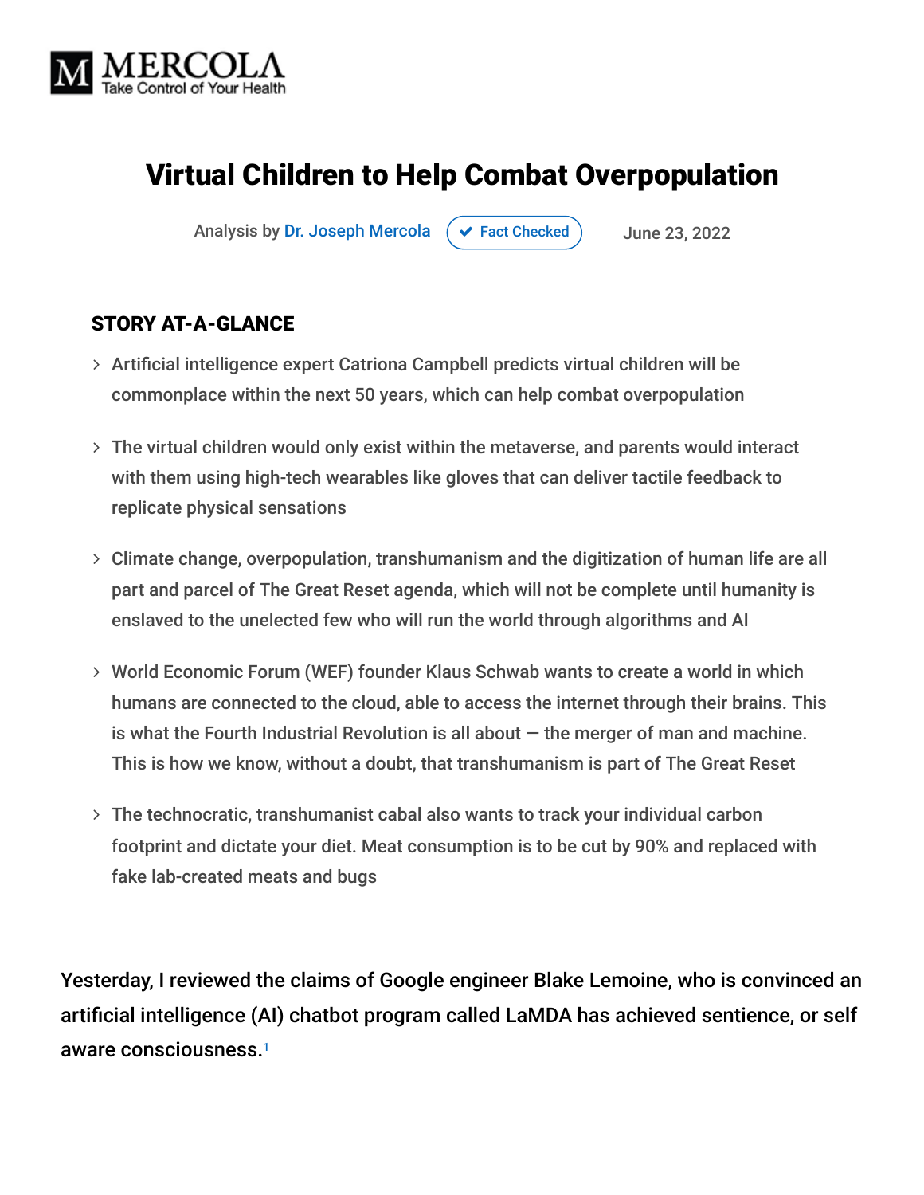# Virtual Children to Help Combat Overpopulation

Analysis by Dr. Joseph Mercola ✔ Fact Checked | June 23, 2022

### STORY AT-A-GLANCE

- Artificial intelligence expert Catriona Campbell predicts virtual children will be commonplace within the next 50 years, which can help combat overpopulation
- The virtual children would only exist within the metaverse, and parents would interact with them using high-tech wearables like gloves that can deliver tactile feedback to replicate physical sensations
- Climate change, overpopulation, transhumanism and the digitization of human life are all part and parcel of The Great Reset agenda, which will not be complete until humanity is enslaved to the unelected few who will run the world through algorithms and AI
- World Economic Forum (WEF) founder Klaus Schwab wants to create a world in which humans are connected to the cloud, able to access the internet through their brains. This is what the Fourth Industrial Revolution is all about — the merger of man and machine. This is how we know, without a doubt, that transhumanism is part of The Great Reset
- The technocratic, transhumanist cabal also wants to track your individual carbon footprint and dictate your diet. Meat consumption is to be cut by 90% and replaced with fake lab-created meats and bugs

Yesterday, I reviewed the claims of Google engineer Blake Lemoine, who is convinced an artificial intelligence (AI) chatbot program called LaMDA has achieved sentience, or self aware consciousness.[1]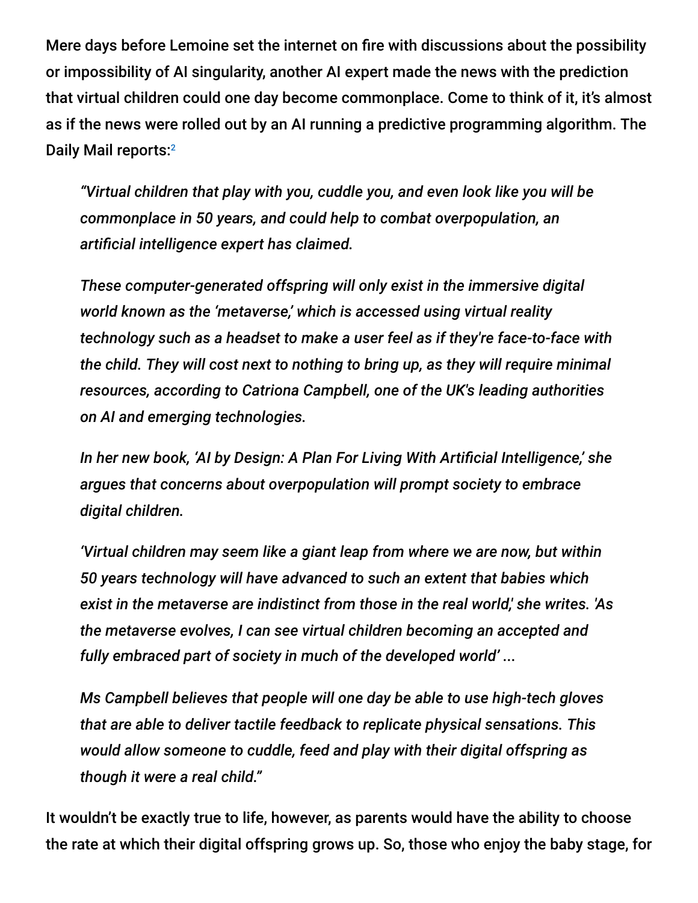Mere days before Lemoine set the internet on fire with discussions about the possibility or impossibility of AI singularity, another AI expert made the news with the prediction that virtual children could one day become commonplace. Come to think of it, it's almost as if the news were rolled out by an AI running a predictive programming algorithm. The Daily Mail reports:[2]

> *"Virtual children that play with you, cuddle you, and even look like you will be commonplace in 50 years, and could help to combat overpopulation, an artificial intelligence expert has claimed.*
>
> *These computer-generated offspring will only exist in the immersive digital world known as the 'metaverse,' which is accessed using virtual reality technology such as a headset to make a user feel as if they're face-to-face with the child. They will cost next to nothing to bring up, as they will require minimal resources, according to Catriona Campbell, one of the UK's leading authorities on AI and emerging technologies.*
>
> *In her new book, 'AI by Design: A Plan For Living With Artificial Intelligence,' she argues that concerns about overpopulation will prompt society to embrace digital children.*
>
> *'Virtual children may seem like a giant leap from where we are now, but within 50 years technology will have advanced to such an extent that babies which exist in the metaverse are indistinct from those in the real world,' she writes. 'As the metaverse evolves, I can see virtual children becoming an accepted and fully embraced part of society in much of the developed world' ...*
>
> *Ms Campbell believes that people will one day be able to use high-tech gloves that are able to deliver tactile feedback to replicate physical sensations. This would allow someone to cuddle, feed and play with their digital offspring as though it were a real child."*

It wouldn't be exactly true to life, however, as parents would have the ability to choose the rate at which their digital offspring grows up. So, those who enjoy the baby stage, for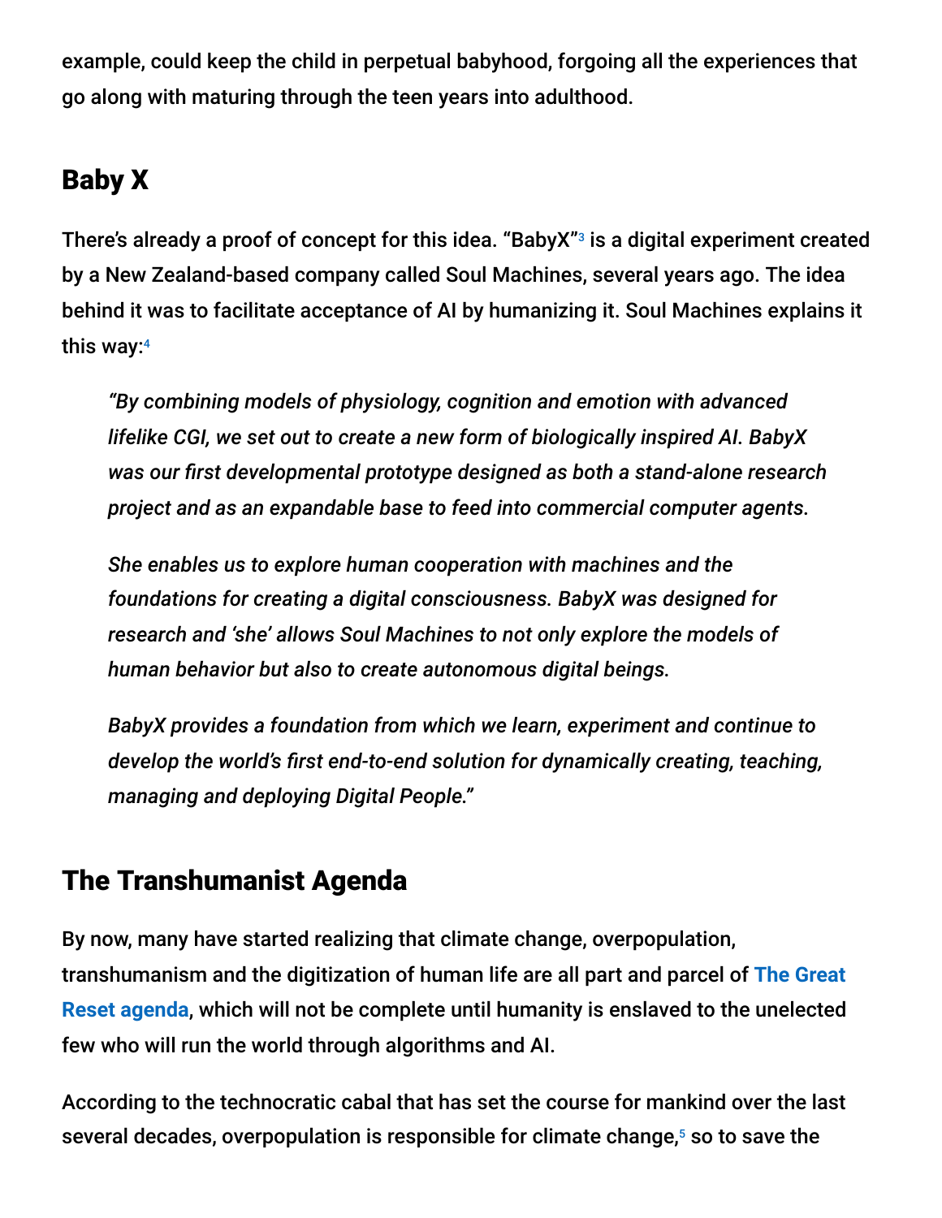example, could keep the child in perpetual babyhood, forgoing all the experiences that go along with maturing through the teen years into adulthood.

## Baby X

There's already a proof of concept for this idea. "BabyX"[3] is a digital experiment created by a New Zealand-based company called Soul Machines, several years ago. The idea behind it was to facilitate acceptance of AI by humanizing it. Soul Machines explains it this way:[4]

> *"By combining models of physiology, cognition and emotion with advanced lifelike CGI, we set out to create a new form of biologically inspired AI. BabyX was our first developmental prototype designed as both a stand-alone research project and as an expandable base to feed into commercial computer agents.*
>
> *She enables us to explore human cooperation with machines and the foundations for creating a digital consciousness. BabyX was designed for research and 'she' allows Soul Machines to not only explore the models of human behavior but also to create autonomous digital beings.*
>
> *BabyX provides a foundation from which we learn, experiment and continue to develop the world's first end-to-end solution for dynamically creating, teaching, managing and deploying Digital People."*

## The Transhumanist Agenda

By now, many have started realizing that climate change, overpopulation, transhumanism and the digitization of human life are all part and parcel of The Great Reset agenda, which will not be complete until humanity is enslaved to the unelected few who will run the world through algorithms and AI.

According to the technocratic cabal that has set the course for mankind over the last several decades, overpopulation is responsible for climate change,[5] so to save the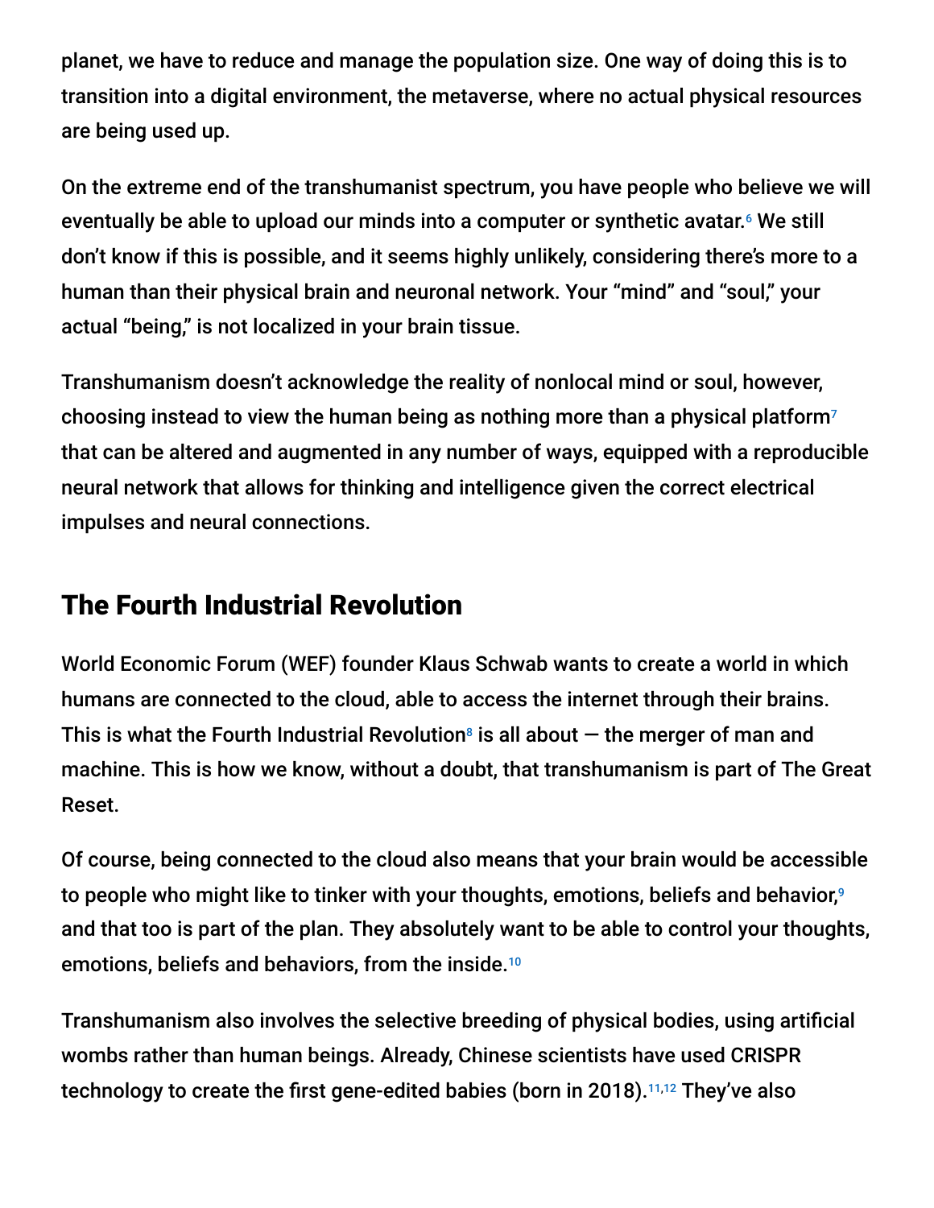planet, we have to reduce and manage the population size. One way of doing this is to transition into a digital environment, the metaverse, where no actual physical resources are being used up.

On the extreme end of the transhumanist spectrum, you have people who believe we will eventually be able to upload our minds into a computer or synthetic avatar.[6] We still don't know if this is possible, and it seems highly unlikely, considering there's more to a human than their physical brain and neuronal network. Your "mind" and "soul," your actual "being," is not localized in your brain tissue.

Transhumanism doesn't acknowledge the reality of nonlocal mind or soul, however, choosing instead to view the human being as nothing more than a physical platform[7] that can be altered and augmented in any number of ways, equipped with a reproducible neural network that allows for thinking and intelligence given the correct electrical impulses and neural connections.

## The Fourth Industrial Revolution

World Economic Forum (WEF) founder Klaus Schwab wants to create a world in which humans are connected to the cloud, able to access the internet through their brains. This is what the Fourth Industrial Revolution[8] is all about — the merger of man and machine. This is how we know, without a doubt, that transhumanism is part of The Great Reset.

Of course, being connected to the cloud also means that your brain would be accessible to people who might like to tinker with your thoughts, emotions, beliefs and behavior,[9] and that too is part of the plan. They absolutely want to be able to control your thoughts, emotions, beliefs and behaviors, from the inside.[10]

Transhumanism also involves the selective breeding of physical bodies, using artificial wombs rather than human beings. Already, Chinese scientists have used CRISPR technology to create the first gene-edited babies (born in 2018).[11,12] They've also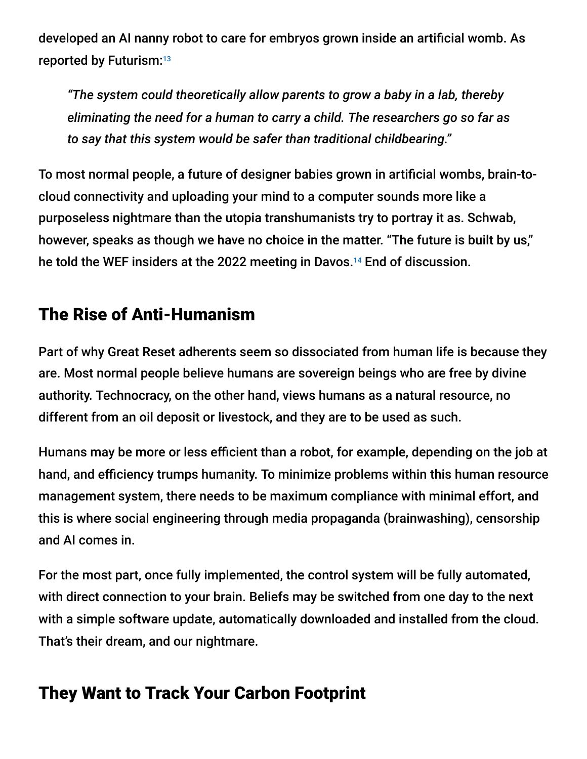developed an AI nanny robot to care for embryos grown inside an artificial womb. As reported by Futurism:[13]

> *"The system could theoretically allow parents to grow a baby in a lab, thereby eliminating the need for a human to carry a child. The researchers go so far as to say that this system would be safer than traditional childbearing."*

To most normal people, a future of designer babies grown in artificial wombs, brain-to-cloud connectivity and uploading your mind to a computer sounds more like a purposeless nightmare than the utopia transhumanists try to portray it as. Schwab, however, speaks as though we have no choice in the matter. "The future is built by us," he told the WEF insiders at the 2022 meeting in Davos.[14] End of discussion.

## The Rise of Anti-Humanism

Part of why Great Reset adherents seem so dissociated from human life is because they are. Most normal people believe humans are sovereign beings who are free by divine authority. Technocracy, on the other hand, views humans as a natural resource, no different from an oil deposit or livestock, and they are to be used as such.

Humans may be more or less efficient than a robot, for example, depending on the job at hand, and efficiency trumps humanity. To minimize problems within this human resource management system, there needs to be maximum compliance with minimal effort, and this is where social engineering through media propaganda (brainwashing), censorship and AI comes in.

For the most part, once fully implemented, the control system will be fully automated, with direct connection to your brain. Beliefs may be switched from one day to the next with a simple software update, automatically downloaded and installed from the cloud. That's their dream, and our nightmare.

## They Want to Track Your Carbon Footprint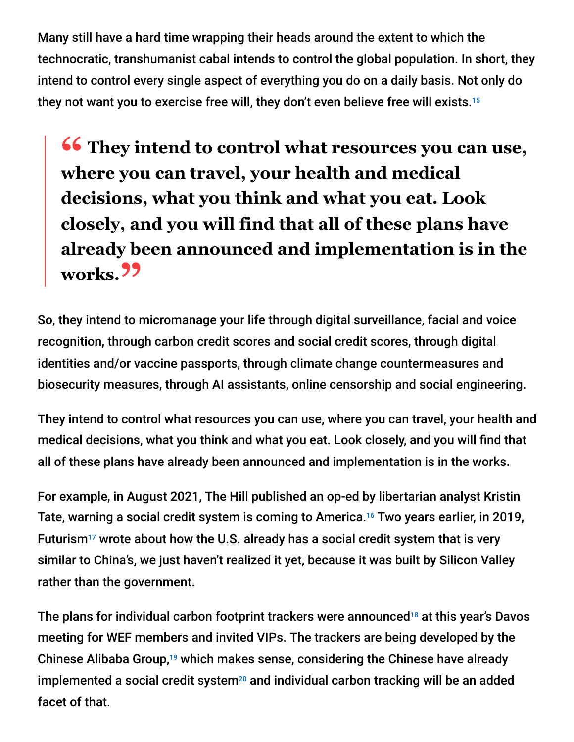Many still have a hard time wrapping their heads around the extent to which the technocratic, transhumanist cabal intends to control the global population. In short, they intend to control every single aspect of everything you do on a daily basis. Not only do they not want you to exercise free will, they don't even believe free will exists.[15]

> **"They intend to control what resources you can use, where you can travel, your health and medical decisions, what you think and what you eat. Look closely, and you will find that all of these plans have already been announced and implementation is in the works."**

So, they intend to micromanage your life through digital surveillance, facial and voice recognition, through carbon credit scores and social credit scores, through digital identities and/or vaccine passports, through climate change countermeasures and biosecurity measures, through AI assistants, online censorship and social engineering.

They intend to control what resources you can use, where you can travel, your health and medical decisions, what you think and what you eat. Look closely, and you will find that all of these plans have already been announced and implementation is in the works.

For example, in August 2021, The Hill published an op-ed by libertarian analyst Kristin Tate, warning a social credit system is coming to America.[16] Two years earlier, in 2019, Futurism[17] wrote about how the U.S. already has a social credit system that is very similar to China's, we just haven't realized it yet, because it was built by Silicon Valley rather than the government.

The plans for individual carbon footprint trackers were announced[18] at this year's Davos meeting for WEF members and invited VIPs. The trackers are being developed by the Chinese Alibaba Group,[19] which makes sense, considering the Chinese have already implemented a social credit system[20] and individual carbon tracking will be an added facet of that.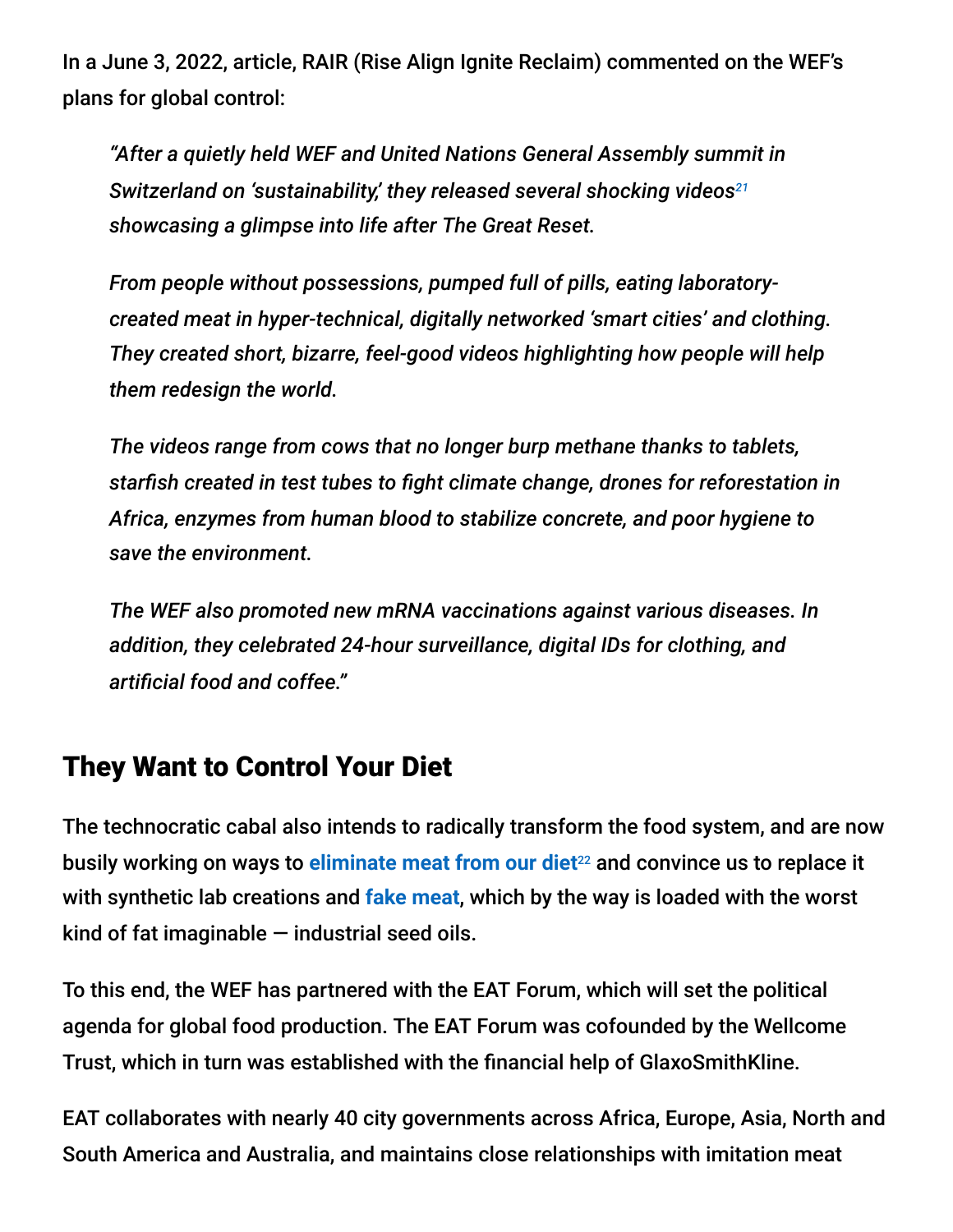In a June 3, 2022, article, RAIR (Rise Align Ignite Reclaim) commented on the WEF's plans for global control:

> *"After a quietly held WEF and United Nations General Assembly summit in Switzerland on 'sustainability,' they released several shocking videos[21] showcasing a glimpse into life after The Great Reset.*
>
> *From people without possessions, pumped full of pills, eating laboratory-created meat in hyper-technical, digitally networked 'smart cities' and clothing. They created short, bizarre, feel-good videos highlighting how people will help them redesign the world.*
>
> *The videos range from cows that no longer burp methane thanks to tablets, starfish created in test tubes to fight climate change, drones for reforestation in Africa, enzymes from human blood to stabilize concrete, and poor hygiene to save the environment.*
>
> *The WEF also promoted new mRNA vaccinations against various diseases. In addition, they celebrated 24-hour surveillance, digital IDs for clothing, and artificial food and coffee."*

## They Want to Control Your Diet

The technocratic cabal also intends to radically transform the food system, and are now busily working on ways to **eliminate meat from our diet**[22] and convince us to replace it with synthetic lab creations and **fake meat**, which by the way is loaded with the worst kind of fat imaginable — industrial seed oils.

To this end, the WEF has partnered with the EAT Forum, which will set the political agenda for global food production. The EAT Forum was cofounded by the Wellcome Trust, which in turn was established with the financial help of GlaxoSmithKline.

EAT collaborates with nearly 40 city governments across Africa, Europe, Asia, North and South America and Australia, and maintains close relationships with imitation meat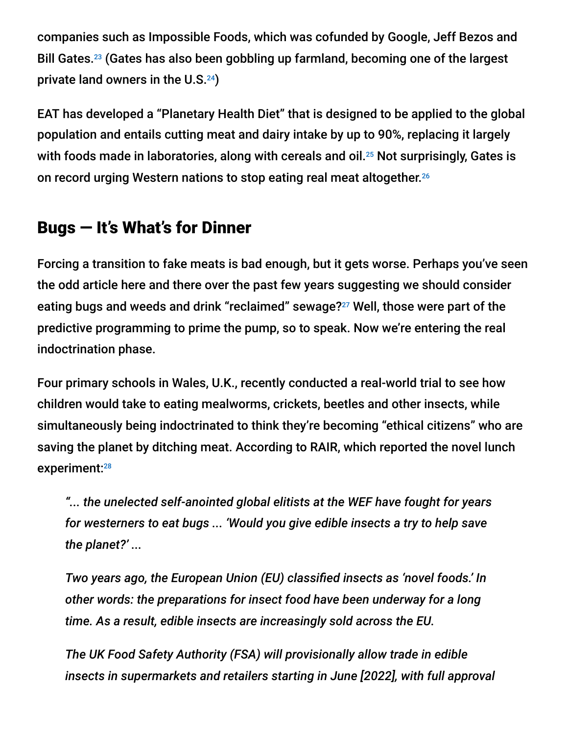companies such as Impossible Foods, which was cofunded by Google, Jeff Bezos and Bill Gates.[23] (Gates has also been gobbling up farmland, becoming one of the largest private land owners in the U.S.[24])

EAT has developed a "Planetary Health Diet" that is designed to be applied to the global population and entails cutting meat and dairy intake by up to 90%, replacing it largely with foods made in laboratories, along with cereals and oil.[25] Not surprisingly, Gates is on record urging Western nations to stop eating real meat altogether.[26]

## Bugs — It's What's for Dinner

Forcing a transition to fake meats is bad enough, but it gets worse. Perhaps you've seen the odd article here and there over the past few years suggesting we should consider eating bugs and weeds and drink "reclaimed" sewage?[27] Well, those were part of the predictive programming to prime the pump, so to speak. Now we're entering the real indoctrination phase.

Four primary schools in Wales, U.K., recently conducted a real-world trial to see how children would take to eating mealworms, crickets, beetles and other insects, while simultaneously being indoctrinated to think they're becoming "ethical citizens" who are saving the planet by ditching meat. According to RAIR, which reported the novel lunch experiment:[28]

> *"... the unelected self-anointed global elitists at the WEF have fought for years for westerners to eat bugs ... 'Would you give edible insects a try to help save the planet?' ...*
>
> *Two years ago, the European Union (EU) classified insects as 'novel foods.' In other words: the preparations for insect food have been underway for a long time. As a result, edible insects are increasingly sold across the EU.*
>
> *The UK Food Safety Authority (FSA) will provisionally allow trade in edible insects in supermarkets and retailers starting in June [2022], with full approval*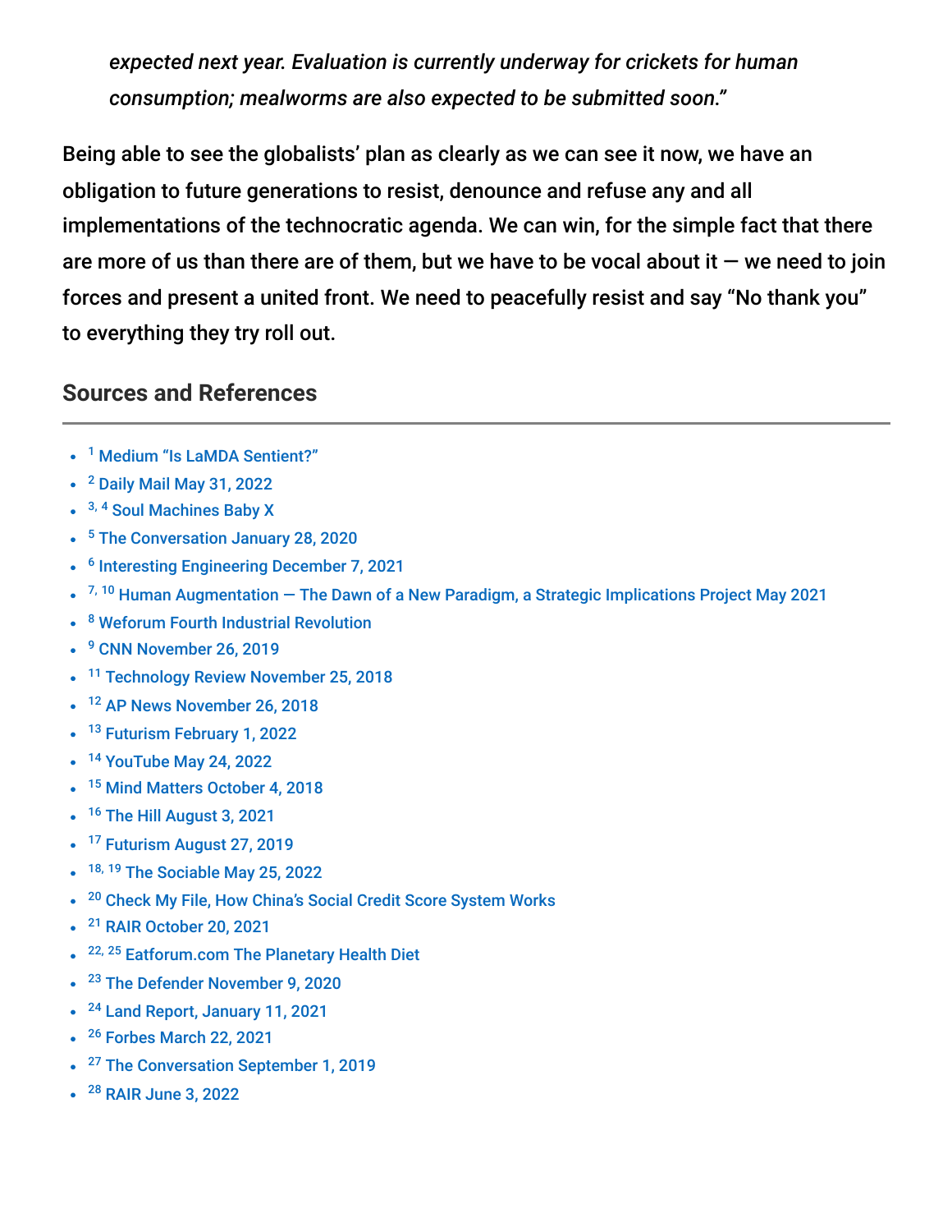*expected next year. Evaluation is currently underway for crickets for human consumption; mealworms are also expected to be submitted soon."*

Being able to see the globalists' plan as clearly as we can see it now, we have an obligation to future generations to resist, denounce and refuse any and all implementations of the technocratic agenda. We can win, for the simple fact that there are more of us than there are of them, but we have to be vocal about it — we need to join forces and present a united front. We need to peacefully resist and say "No thank you" to everything they try roll out.

## Sources and References

- [1] Medium "Is LaMDA Sentient?"
- [2] Daily Mail May 31, 2022
- [3, 4] Soul Machines Baby X
- [5] The Conversation January 28, 2020
- [6] Interesting Engineering December 7, 2021
- [7, 10] Human Augmentation — The Dawn of a New Paradigm, a Strategic Implications Project May 2021
- [8] Weforum Fourth Industrial Revolution
- [9] CNN November 26, 2019
- [11] Technology Review November 25, 2018
- [12] AP News November 26, 2018
- [13] Futurism February 1, 2022
- [14] YouTube May 24, 2022
- [15] Mind Matters October 4, 2018
- [16] The Hill August 3, 2021
- [17] Futurism August 27, 2019
- [18, 19] The Sociable May 25, 2022
- [20] Check My File, How China's Social Credit Score System Works
- [21] RAIR October 20, 2021
- [22, 25] Eatforum.com The Planetary Health Diet
- [23] The Defender November 9, 2020
- [24] Land Report, January 11, 2021
- [26] Forbes March 22, 2021
- [27] The Conversation September 1, 2019
- [28] RAIR June 3, 2022